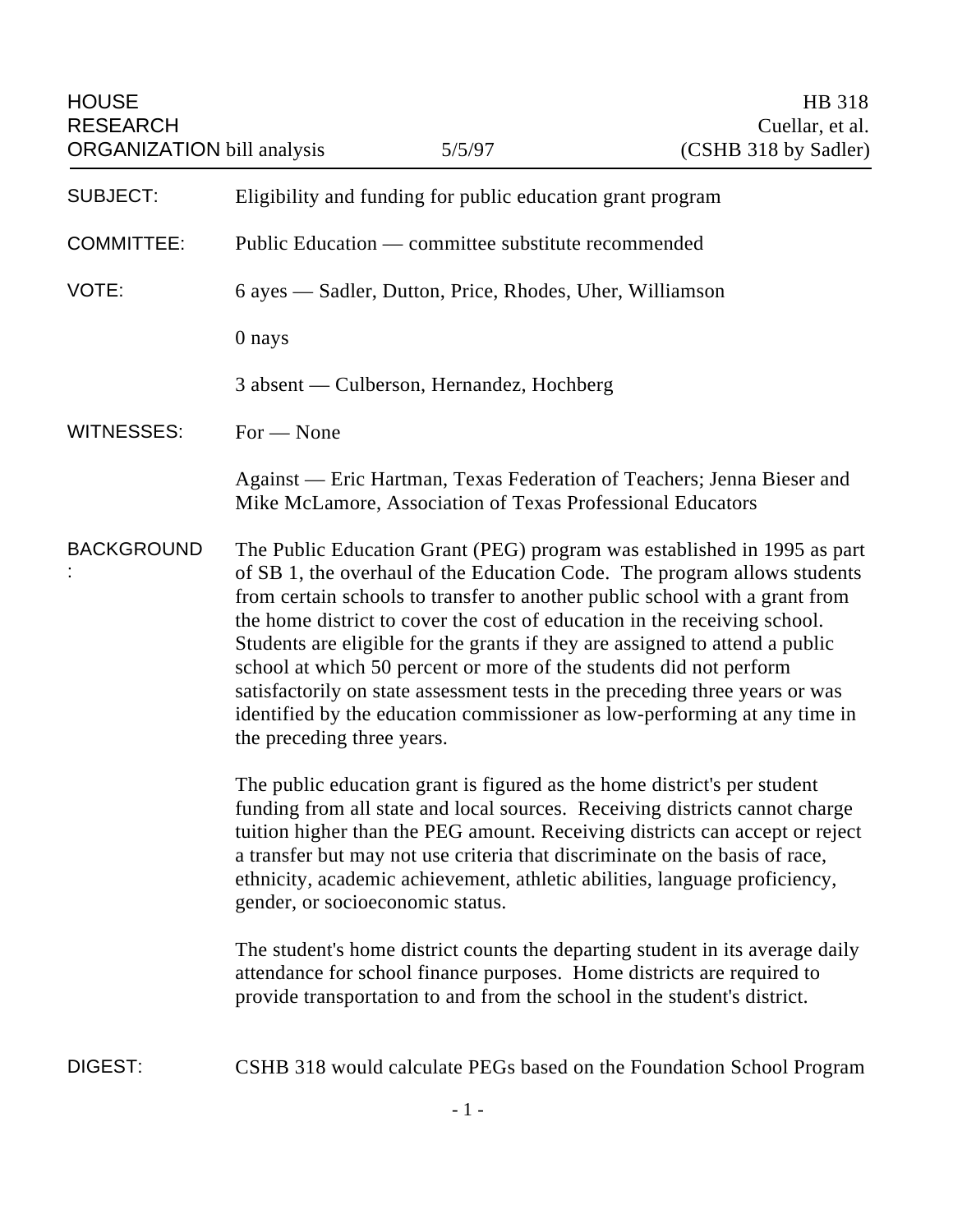HOUSE RESEARCH ORGANIZATION bill analysis

5/5/97

HB 318
Cuellar, et al.
(CSHB 318 by Sadler)

**SUBJECT:** Eligibility and funding for public education grant program

**COMMITTEE:** Public Education — committee substitute recommended

**VOTE:** 6 ayes — Sadler, Dutton, Price, Rhodes, Uher, Williamson

0 nays

3 absent — Culberson, Hernandez, Hochberg

**WITNESSES:** For — None

Against — Eric Hartman, Texas Federation of Teachers; Jenna Bieser and Mike McLamore, Association of Texas Professional Educators

**BACKGROUND:** The Public Education Grant (PEG) program was established in 1995 as part of SB 1, the overhaul of the Education Code. The program allows students from certain schools to transfer to another public school with a grant from the home district to cover the cost of education in the receiving school. Students are eligible for the grants if they are assigned to attend a public school at which 50 percent or more of the students did not perform satisfactorily on state assessment tests in the preceding three years or was identified by the education commissioner as low-performing at any time in the preceding three years.

The public education grant is figured as the home district's per student funding from all state and local sources. Receiving districts cannot charge tuition higher than the PEG amount. Receiving districts can accept or reject a transfer but may not use criteria that discriminate on the basis of race, ethnicity, academic achievement, athletic abilities, language proficiency, gender, or socioeconomic status.

The student's home district counts the departing student in its average daily attendance for school finance purposes. Home districts are required to provide transportation to and from the school in the student's district.

**DIGEST:** CSHB 318 would calculate PEGs based on the Foundation School Program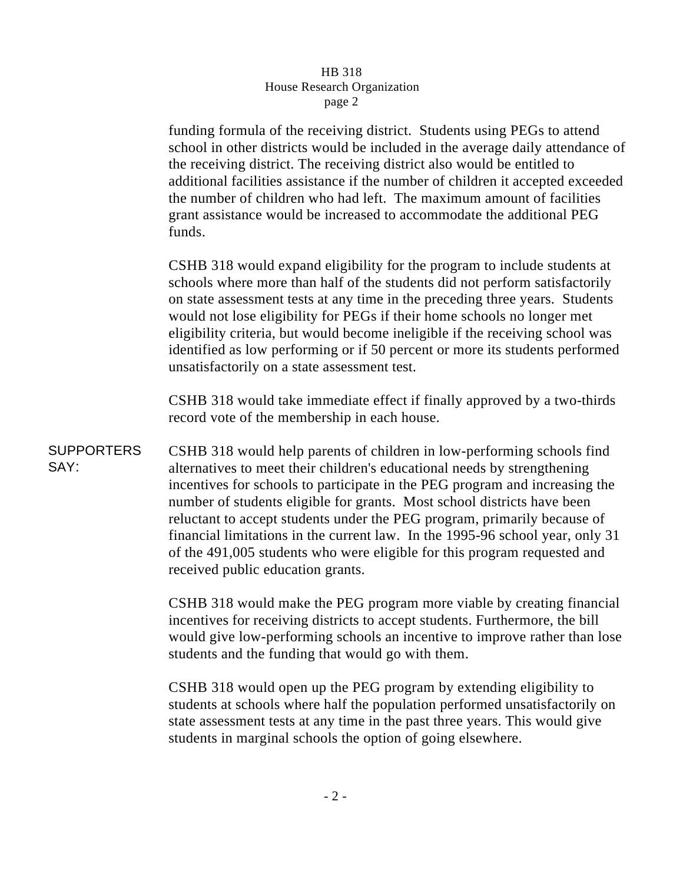funding formula of the receiving district. Students using PEGs to attend school in other districts would be included in the average daily attendance of the receiving district. The receiving district also would be entitled to additional facilities assistance if the number of children it accepted exceeded the number of children who had left. The maximum amount of facilities grant assistance would be increased to accommodate the additional PEG funds.

CSHB 318 would expand eligibility for the program to include students at schools where more than half of the students did not perform satisfactorily on state assessment tests at any time in the preceding three years. Students would not lose eligibility for PEGs if their home schools no longer met eligibility criteria, but would become ineligible if the receiving school was identified as low performing or if 50 percent or more its students performed unsatisfactorily on a state assessment test.

CSHB 318 would take immediate effect if finally approved by a two-thirds record vote of the membership in each house.

**SUPPORTERS SAY:**

CSHB 318 would help parents of children in low-performing schools find alternatives to meet their children's educational needs by strengthening incentives for schools to participate in the PEG program and increasing the number of students eligible for grants. Most school districts have been reluctant to accept students under the PEG program, primarily because of financial limitations in the current law. In the 1995-96 school year, only 31 of the 491,005 students who were eligible for this program requested and received public education grants.

CSHB 318 would make the PEG program more viable by creating financial incentives for receiving districts to accept students. Furthermore, the bill would give low-performing schools an incentive to improve rather than lose students and the funding that would go with them.

CSHB 318 would open up the PEG program by extending eligibility to students at schools where half the population performed unsatisfactorily on state assessment tests at any time in the past three years. This would give students in marginal schools the option of going elsewhere.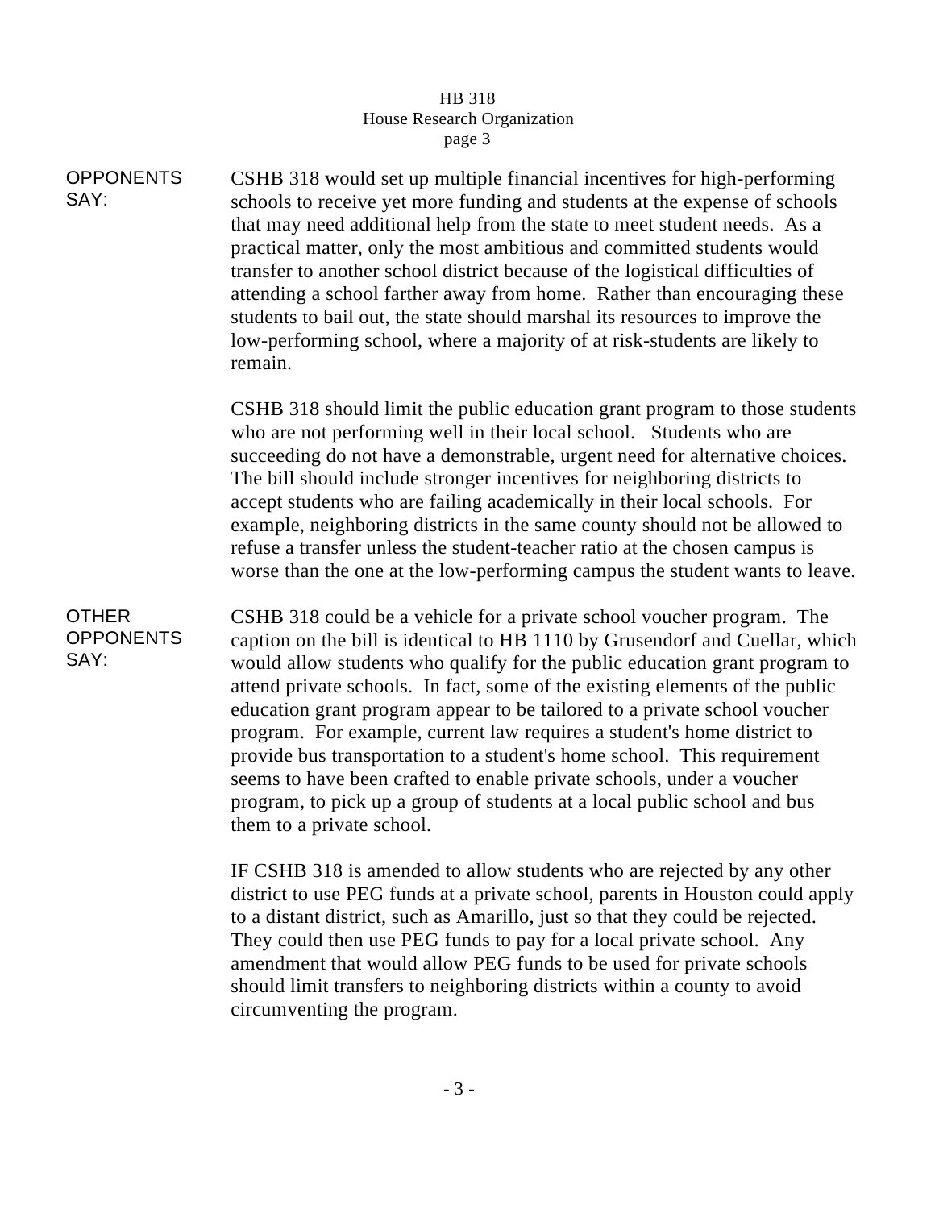**OPPONENTS SAY:**

CSHB 318 would set up multiple financial incentives for high-performing schools to receive yet more funding and students at the expense of schools that may need additional help from the state to meet student needs. As a practical matter, only the most ambitious and committed students would transfer to another school district because of the logistical difficulties of attending a school farther away from home. Rather than encouraging these students to bail out, the state should marshal its resources to improve the low-performing school, where a majority of at risk-students are likely to remain.

CSHB 318 should limit the public education grant program to those students who are not performing well in their local school. Students who are succeeding do not have a demonstrable, urgent need for alternative choices. The bill should include stronger incentives for neighboring districts to accept students who are failing academically in their local schools. For example, neighboring districts in the same county should not be allowed to refuse a transfer unless the student-teacher ratio at the chosen campus is worse than the one at the low-performing campus the student wants to leave.

**OTHER OPPONENTS SAY:**

CSHB 318 could be a vehicle for a private school voucher program. The caption on the bill is identical to HB 1110 by Grusendorf and Cuellar, which would allow students who qualify for the public education grant program to attend private schools. In fact, some of the existing elements of the public education grant program appear to be tailored to a private school voucher program. For example, current law requires a student's home district to provide bus transportation to a student's home school. This requirement seems to have been crafted to enable private schools, under a voucher program, to pick up a group of students at a local public school and bus them to a private school.

IF CSHB 318 is amended to allow students who are rejected by any other district to use PEG funds at a private school, parents in Houston could apply to a distant district, such as Amarillo, just so that they could be rejected. They could then use PEG funds to pay for a local private school. Any amendment that would allow PEG funds to be used for private schools should limit transfers to neighboring districts within a county to avoid circumventing the program.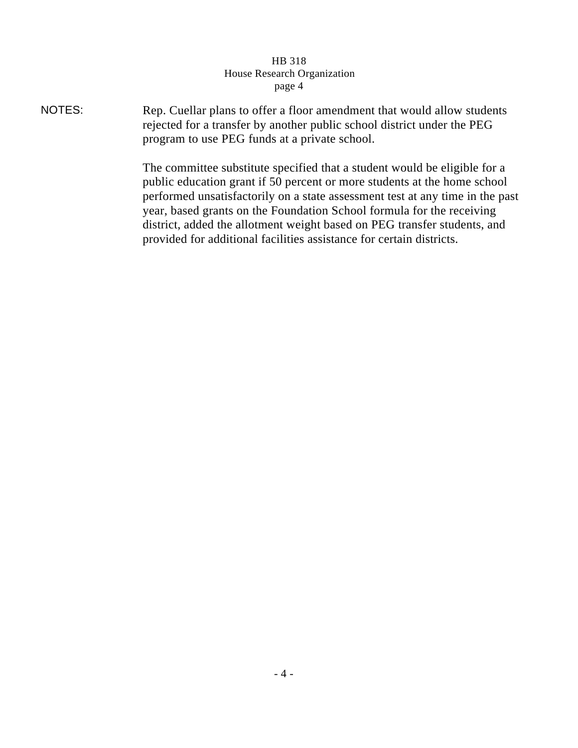NOTES: Rep. Cuellar plans to offer a floor amendment that would allow students rejected for a transfer by another public school district under the PEG program to use PEG funds at a private school.

The committee substitute specified that a student would be eligible for a public education grant if 50 percent or more students at the home school performed unsatisfactorily on a state assessment test at any time in the past year, based grants on the Foundation School formula for the receiving district, added the allotment weight based on PEG transfer students, and provided for additional facilities assistance for certain districts.